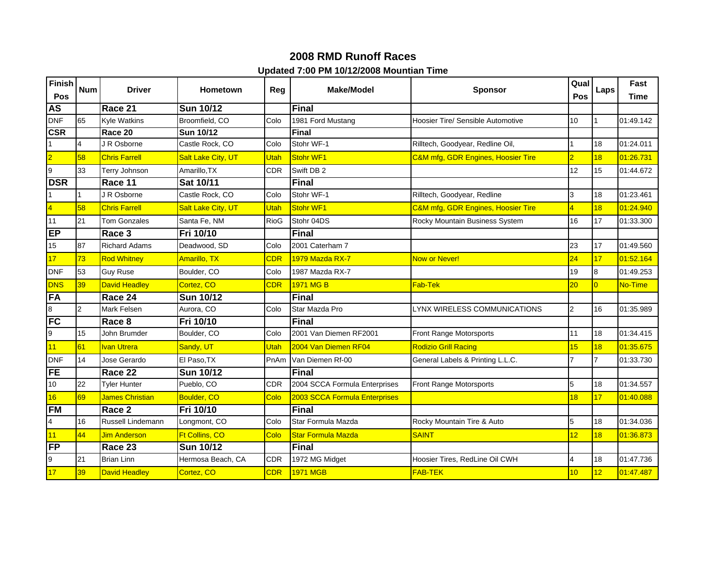# 2008 RMD Runoff Races

### Updated 7:00 PM 10/12/2008 Mountian Time

| Finish Pos | Num | Driver | Hometown | Reg | Make/Model | Sponsor | Qual Pos | Laps | Fast Time |
|---|---|---|---|---|---|---|---|---|---|
| **AS** | | **Race 21** | **Sun 10/12** | | **Final** | | | | |
| DNF | 65 | Kyle Watkins | Broomfield, CO | Colo | 1981 Ford Mustang | Hoosier Tire/ Sensible Automotive | 10 | 1 | 01:49.142 |
| **CSR** | | **Race 20** | **Sun 10/12** | | **Final** | | | | |
| 1 | 4 | J R Osborne | Castle Rock, CO | Colo | Stohr WF-1 | Rilltech, Goodyear, Redline Oil, | 1 | 18 | 01:24.011 |
| 2 | 58 | Chris Farrell | Salt Lake City, UT | Utah | Stohr WF1 | C&M mfg, GDR Engines, Hoosier Tire | 2 | 18 | 01:26.731 |
| 9 | 33 | Terry Johnson | Amarillo,TX | CDR | Swift DB 2 | | 12 | 15 | 01:44.672 |
| **DSR** | | **Race 11** | **Sat 10/11** | | **Final** | | | | |
| 1 | 1 | J R Osborne | Castle Rock, CO | Colo | Stohr WF-1 | Rilltech, Goodyear, Redline | 3 | 18 | 01:23.461 |
| 4 | 58 | Chris Farrell | Salt Lake City, UT | Utah | Stohr WF1 | C&M mfg, GDR Engines, Hoosier Tire | 4 | 18 | 01:24.940 |
| 11 | 21 | Tom Gonzales | Santa Fe, NM | RioG | Stohr 04DS | Rocky Mountain Business System | 16 | 17 | 01:33.300 |
| **EP** | | **Race 3** | **Fri 10/10** | | **Final** | | | | |
| 15 | 87 | Richard Adams | Deadwood, SD | Colo | 2001 Caterham 7 | | 23 | 17 | 01:49.560 |
| 17 | 73 | Rod Whitney | Amarillo, TX | CDR | 1979 Mazda RX-7 | Now or Never! | 24 | 17 | 01:52.164 |
| DNF | 53 | Guy Ruse | Boulder, CO | Colo | 1987 Mazda RX-7 | | 19 | 8 | 01:49.253 |
| DNS | 39 | David Headley | Cortez, CO | CDR | 1971 MG B | Fab-Tek | 20 | 0 | No-Time |
| **FA** | | **Race 24** | **Sun 10/12** | | **Final** | | | | |
| 8 | 2 | Mark Felsen | Aurora, CO | Colo | Star Mazda Pro | LYNX WIRELESS COMMUNICATIONS | 2 | 16 | 01:35.989 |
| **FC** | | **Race 8** | **Fri 10/10** | | **Final** | | | | |
| 9 | 15 | John Brumder | Boulder, CO | Colo | 2001 Van Diemen RF2001 | Front Range Motorsports | 11 | 18 | 01:34.415 |
| 11 | 61 | Ivan Utrera | Sandy, UT | Utah | 2004 Van Diemen RF04 | Rodizio Grill Racing | 15 | 18 | 01:35.675 |
| DNF | 14 | Jose Gerardo | El Paso,TX | PnAm | Van Diemen Rf-00 | General Labels & Printing L.L.C. | 7 | 7 | 01:33.730 |
| **FE** | | **Race 22** | **Sun 10/12** | | **Final** | | | | |
| 10 | 22 | Tyler Hunter | Pueblo, CO | CDR | 2004 SCCA Formula Enterprises | Front Range Motorsports | 5 | 18 | 01:34.557 |
| 16 | 69 | James Christian | Boulder, CO | Colo | 2003 SCCA Formula Enterprises | | 18 | 17 | 01:40.088 |
| **FM** | | **Race 2** | **Fri 10/10** | | **Final** | | | | |
| 4 | 16 | Russell Lindemann | Longmont, CO | Colo | Star Formula Mazda | Rocky Mountain Tire & Auto | 5 | 18 | 01:34.036 |
| 11 | 44 | Jim Anderson | Ft Collins, CO | Colo | Star Formula Mazda | SAINT | 12 | 18 | 01:36.873 |
| **FP** | | **Race 23** | **Sun 10/12** | | **Final** | | | | |
| 9 | 21 | Brian Linn | Hermosa Beach, CA | CDR | 1972 MG Midget | Hoosier Tires, RedLine Oil CWH | 4 | 18 | 01:47.736 |
| 17 | 39 | David Headley | Cortez, CO | CDR | 1971 MGB | FAB-TEK | 10 | 12 | 01:47.487 |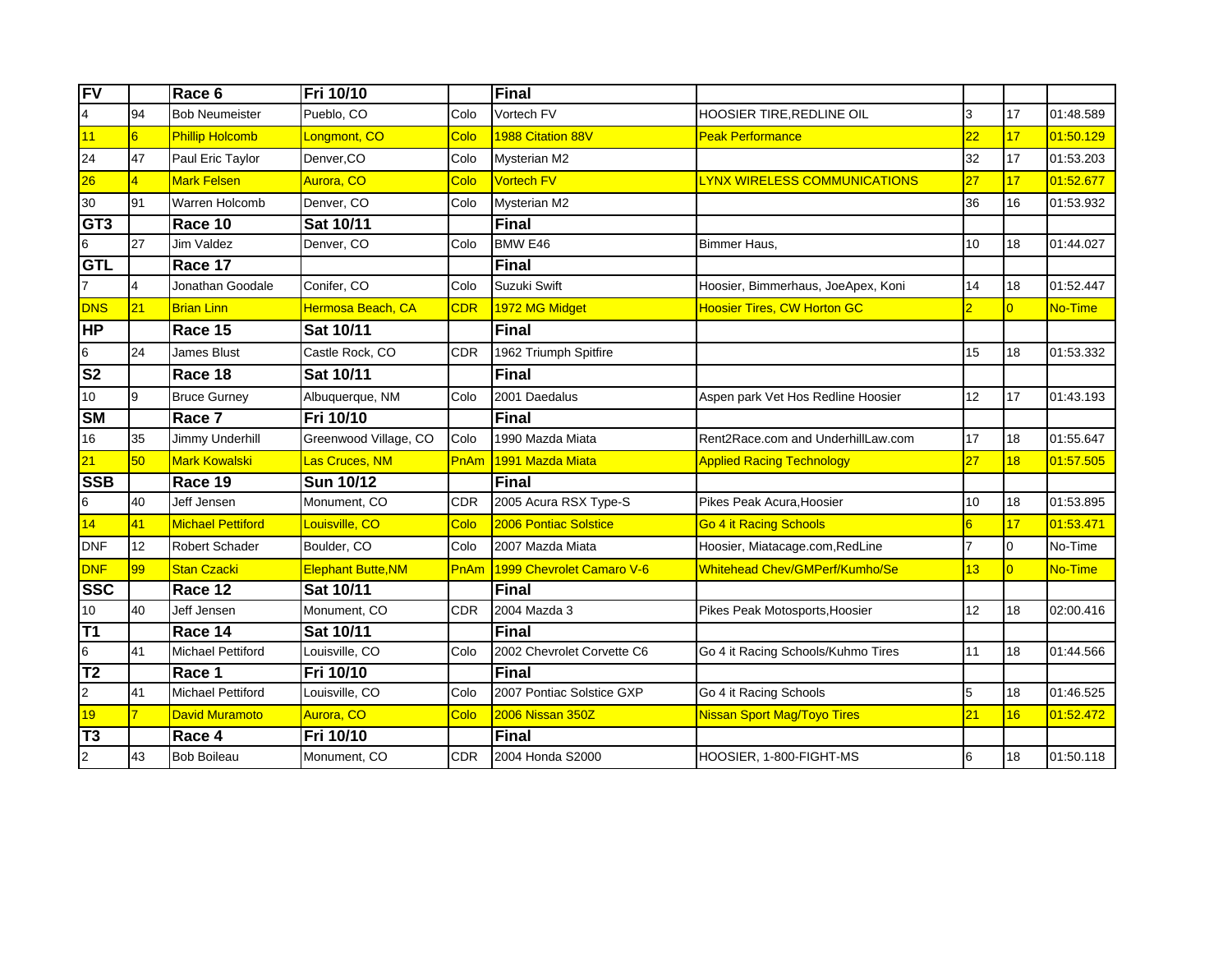| | | | | | | | | | |
|---|---|---|---|---|---|---|---|---|---|
| **FV** | | **Race 6** | **Fri 10/10** | | **Final** | | | | |
| 4 | 94 | Bob Neumeister | Pueblo, CO | Colo | Vortech FV | HOOSIER TIRE,REDLINE OIL | 3 | 17 | 01:48.589 |
| 11 | 6 | Phillip Holcomb | Longmont, CO | Colo | 1988 Citation 88V | Peak Performance | 22 | 17 | 01:50.129 |
| 24 | 47 | Paul Eric Taylor | Denver,CO | Colo | Mysterian M2 | | 32 | 17 | 01:53.203 |
| 26 | 4 | Mark Felsen | Aurora, CO | Colo | Vortech FV | LYNX WIRELESS COMMUNICATIONS | 27 | 17 | 01:52.677 |
| 30 | 91 | Warren Holcomb | Denver, CO | Colo | Mysterian M2 | | 36 | 16 | 01:53.932 |
| **GT3** | | **Race 10** | **Sat 10/11** | | **Final** | | | | |
| 6 | 27 | Jim Valdez | Denver, CO | Colo | BMW E46 | Bimmer Haus, | 10 | 18 | 01:44.027 |
| **GTL** | | **Race 17** | | | **Final** | | | | |
| 7 | 4 | Jonathan Goodale | Conifer, CO | Colo | Suzuki Swift | Hoosier, Bimmerhaus, JoeApex, Koni | 14 | 18 | 01:52.447 |
| DNS | 21 | Brian Linn | Hermosa Beach, CA | CDR | 1972 MG Midget | Hoosier Tires, CW Horton GC | 2 | 0 | No-Time |
| **HP** | | **Race 15** | **Sat 10/11** | | **Final** | | | | |
| 6 | 24 | James Blust | Castle Rock, CO | CDR | 1962 Triumph Spitfire | | 15 | 18 | 01:53.332 |
| **S2** | | **Race 18** | **Sat 10/11** | | **Final** | | | | |
| 10 | 9 | Bruce Gurney | Albuquerque, NM | Colo | 2001 Daedalus | Aspen park Vet Hos Redline Hoosier | 12 | 17 | 01:43.193 |
| **SM** | | **Race 7** | **Fri 10/10** | | **Final** | | | | |
| 16 | 35 | Jimmy Underhill | Greenwood Village, CO | Colo | 1990 Mazda Miata | Rent2Race.com and UnderhillLaw.com | 17 | 18 | 01:55.647 |
| 21 | 50 | Mark Kowalski | Las Cruces, NM | PnAm | 1991 Mazda Miata | Applied Racing Technology | 27 | 18 | 01:57.505 |
| **SSB** | | **Race 19** | **Sun 10/12** | | **Final** | | | | |
| 6 | 40 | Jeff Jensen | Monument, CO | CDR | 2005 Acura RSX Type-S | Pikes Peak Acura,Hoosier | 10 | 18 | 01:53.895 |
| 14 | 41 | Michael Pettiford | Louisville, CO | Colo | 2006 Pontiac Solstice | Go 4 it Racing Schools | 6 | 17 | 01:53.471 |
| DNF | 12 | Robert Schader | Boulder, CO | Colo | 2007 Mazda Miata | Hoosier, Miatacage.com,RedLine | 7 | 0 | No-Time |
| DNF | 99 | Stan Czacki | Elephant Butte,NM | PnAm | 1999 Chevrolet Camaro V-6 | Whitehead Chev/GMPerf/Kumho/Se | 13 | 0 | No-Time |
| **SSC** | | **Race 12** | **Sat 10/11** | | **Final** | | | | |
| 10 | 40 | Jeff Jensen | Monument, CO | CDR | 2004 Mazda 3 | Pikes Peak Motosports,Hoosier | 12 | 18 | 02:00.416 |
| **T1** | | **Race 14** | **Sat 10/11** | | **Final** | | | | |
| 6 | 41 | Michael Pettiford | Louisville, CO | Colo | 2002 Chevrolet Corvette C6 | Go 4 it Racing Schools/Kuhmo Tires | 11 | 18 | 01:44.566 |
| **T2** | | **Race 1** | **Fri 10/10** | | **Final** | | | | |
| 2 | 41 | Michael Pettiford | Louisville, CO | Colo | 2007 Pontiac Solstice GXP | Go 4 it Racing Schools | 5 | 18 | 01:46.525 |
| 19 | 7 | David Muramoto | Aurora, CO | Colo | 2006 Nissan 350Z | Nissan Sport Mag/Toyo Tires | 21 | 16 | 01:52.472 |
| **T3** | | **Race 4** | **Fri 10/10** | | **Final** | | | | |
| 2 | 43 | Bob Boileau | Monument, CO | CDR | 2004 Honda S2000 | HOOSIER, 1-800-FIGHT-MS | 6 | 18 | 01:50.118 |